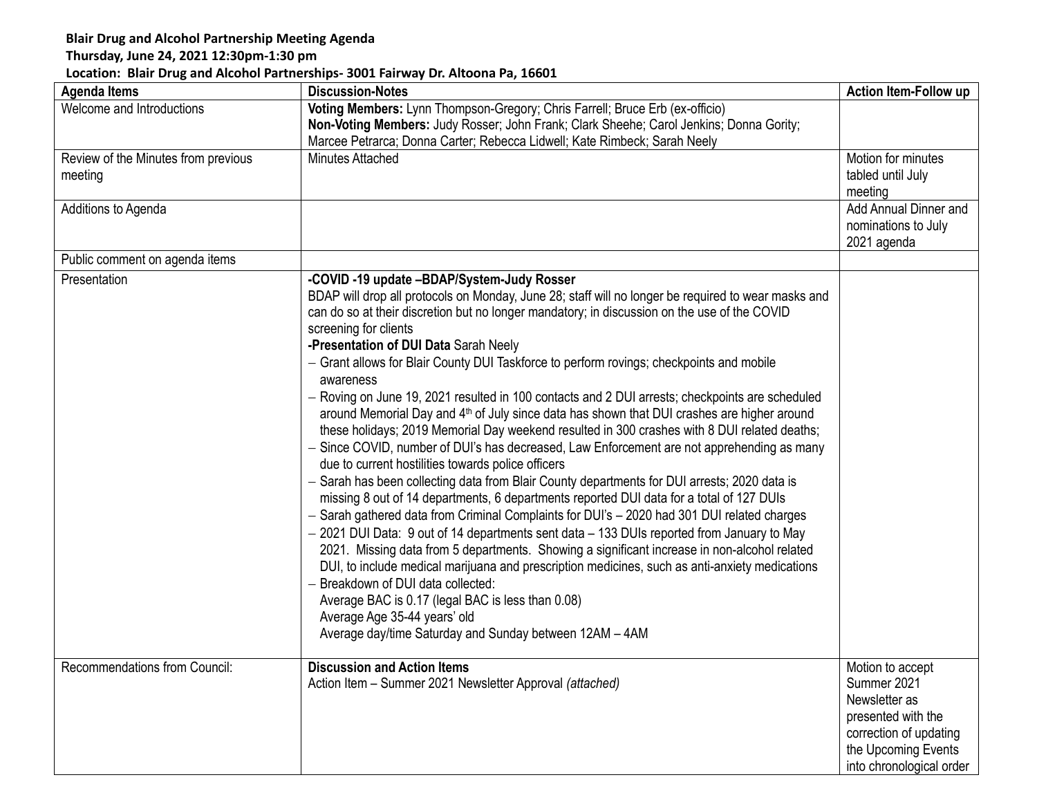**Blair Drug and Alcohol Partnership Meeting Agenda**

**Thursday, June 24, 2021 12:30pm-1:30 pm**

**Location: Blair Drug and Alcohol Partnerships- 3001 Fairway Dr. Altoona Pa, 16601**

| Agenda Items | Discussion-Notes | Action Item-Follow up |
|---|---|---|
| Welcome and Introductions | **Voting Members:** Lynn Thompson-Gregory; Chris Farrell; Bruce Erb (ex-officio)<br>**Non-Voting Members:** Judy Rosser; John Frank; Clark Sheehe; Carol Jenkins; Donna Gority; Marcee Petrarca; Donna Carter; Rebecca Lidwell; Kate Rimbeck; Sarah Neely | |
| Review of the Minutes from previous meeting | Minutes Attached | Motion for minutes tabled until July meeting |
| Additions to Agenda | | Add Annual Dinner and nominations to July 2021 agenda |
| Public comment on agenda items | | |
| Presentation | **-COVID -19 update –BDAP/System-Judy Rosser**<br>BDAP will drop all protocols on Monday, June 28; staff will no longer be required to wear masks and can do so at their discretion but no longer mandatory; in discussion on the use of the COVID screening for clients<br>**-Presentation of DUI Data** Sarah Neely<br>– Grant allows for Blair County DUI Taskforce to perform rovings; checkpoints and mobile awareness<br>– Roving on June 19, 2021 resulted in 100 contacts and 2 DUI arrests; checkpoints are scheduled around Memorial Day and 4th of July since data has shown that DUI crashes are higher around these holidays; 2019 Memorial Day weekend resulted in 300 crashes with 8 DUI related deaths;<br>– Since COVID, number of DUI's has decreased, Law Enforcement are not apprehending as many due to current hostilities towards police officers<br>– Sarah has been collecting data from Blair County departments for DUI arrests; 2020 data is missing 8 out of 14 departments, 6 departments reported DUI data for a total of 127 DUIs<br>– Sarah gathered data from Criminal Complaints for DUI's – 2020 had 301 DUI related charges<br>– 2021 DUI Data: 9 out of 14 departments sent data – 133 DUIs reported from January to May 2021. Missing data from 5 departments. Showing a significant increase in non-alcohol related DUI, to include medical marijuana and prescription medicines, such as anti-anxiety medications<br>– Breakdown of DUI data collected:<br>Average BAC is 0.17 (legal BAC is less than 0.08)<br>Average Age 35-44 years' old<br>Average day/time Saturday and Sunday between 12AM – 4AM | |
| Recommendations from Council: | **Discussion and Action Items**<br>Action Item – Summer 2021 Newsletter Approval *(attached)* | Motion to accept Summer 2021 Newsletter as presented with the correction of updating the Upcoming Events into chronological order |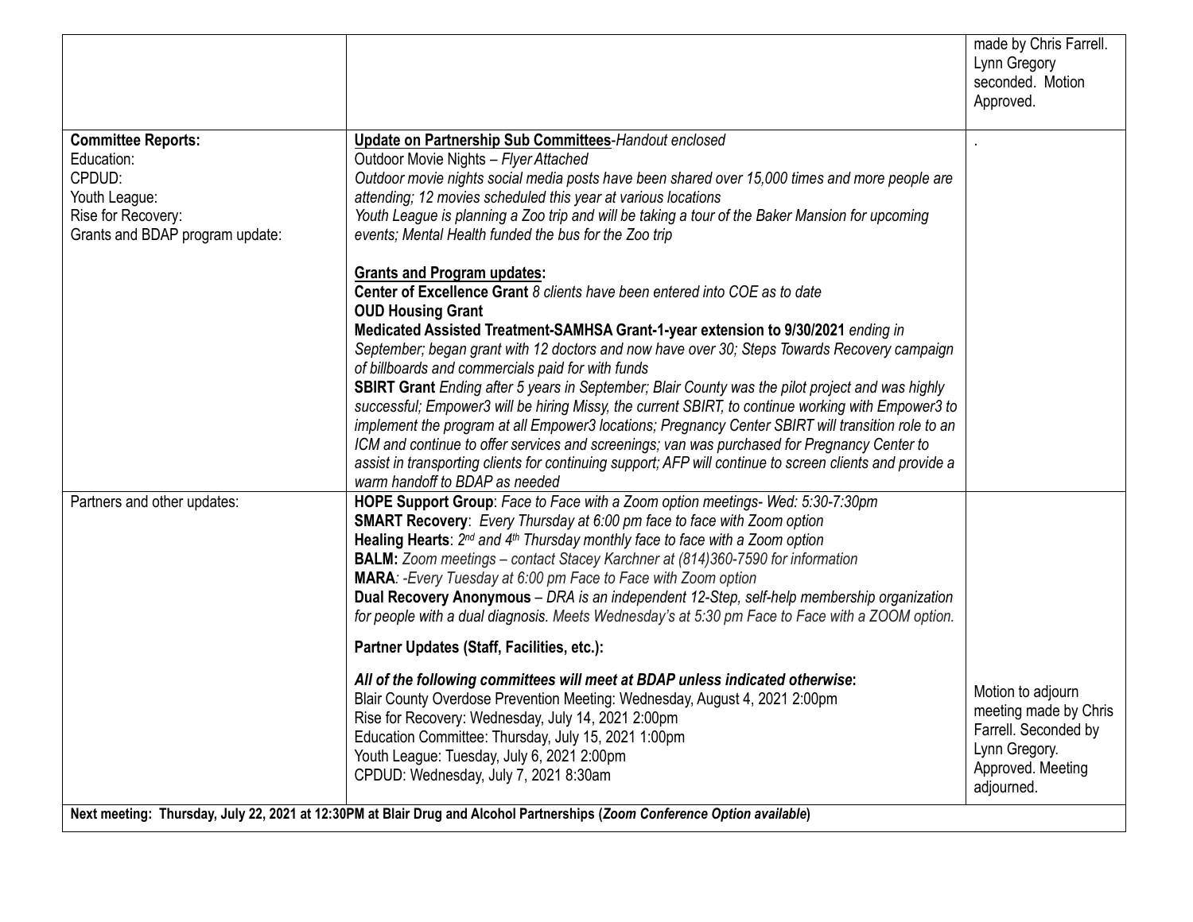| | | |
|---|---|---|
| | | made by Chris Farrell. Lynn Gregory seconded. Motion Approved. |
| **Committee Reports:**<br>Education:<br>CPDUD:<br>Youth League:<br>Rise for Recovery:<br>Grants and BDAP program update: | **Update on Partnership Sub Committees**-*Handout enclosed*<br>Outdoor Movie Nights – *Flyer Attached*<br>*Outdoor movie nights social media posts have been shared over 15,000 times and more people are attending; 12 movies scheduled this year at various locations*<br>*Youth League is planning a Zoo trip and will be taking a tour of the Baker Mansion for upcoming events; Mental Health funded the bus for the Zoo trip*<br><br>**Grants and Program updates:**<br>**Center of Excellence Grant** *8 clients have been entered into COE as to date*<br>**OUD Housing Grant**<br>**Medicated Assisted Treatment-SAMHSA Grant-1-year extension to 9/30/2021** *ending in September; began grant with 12 doctors and now have over 30; Steps Towards Recovery campaign of billboards and commercials paid for with funds*<br>**SBIRT Grant** *Ending after 5 years in September; Blair County was the pilot project and was highly successful; Empower3 will be hiring Missy, the current SBIRT, to continue working with Empower3 to implement the program at all Empower3 locations; Pregnancy Center SBIRT will transition role to an ICM and continue to offer services and screenings; van was purchased for Pregnancy Center to assist in transporting clients for continuing support; AFP will continue to screen clients and provide a warm handoff to BDAP as needed* | . |
| Partners and other updates: | **HOPE Support Group**: *Face to Face with a Zoom option meetings- Wed: 5:30-7:30pm*<br>**SMART Recovery**: *Every Thursday at 6:00 pm face to face with Zoom option*<br>**Healing Hearts**: *2nd and 4th Thursday monthly face to face with a Zoom option*<br>**BALM:** *Zoom meetings – contact Stacey Karchner at (814)360-7590 for information*<br>**MARA***: -Every Tuesday at 6:00 pm Face to Face with Zoom option*<br>**Dual Recovery Anonymous** – *DRA is an independent 12-Step, self-help membership organization for people with a dual diagnosis. Meets Wednesday's at 5:30 pm Face to Face with a ZOOM option.*<br><br>**Partner Updates (Staff, Facilities, etc.):**<br><br>***All of the following committees will meet at BDAP unless indicated otherwise*:**<br>Blair County Overdose Prevention Meeting: Wednesday, August 4, 2021 2:00pm<br>Rise for Recovery: Wednesday, July 14, 2021 2:00pm<br>Education Committee: Thursday, July 15, 2021 1:00pm<br>Youth League: Tuesday, July 6, 2021 2:00pm<br>CPDUD: Wednesday, July 7, 2021 8:30am | Motion to adjourn meeting made by Chris Farrell. Seconded by Lynn Gregory. Approved. Meeting adjourned. |
| **Next meeting: Thursday, July 22, 2021 at 12:30PM at Blair Drug and Alcohol Partnerships (*Zoom Conference Option available*)** | | |